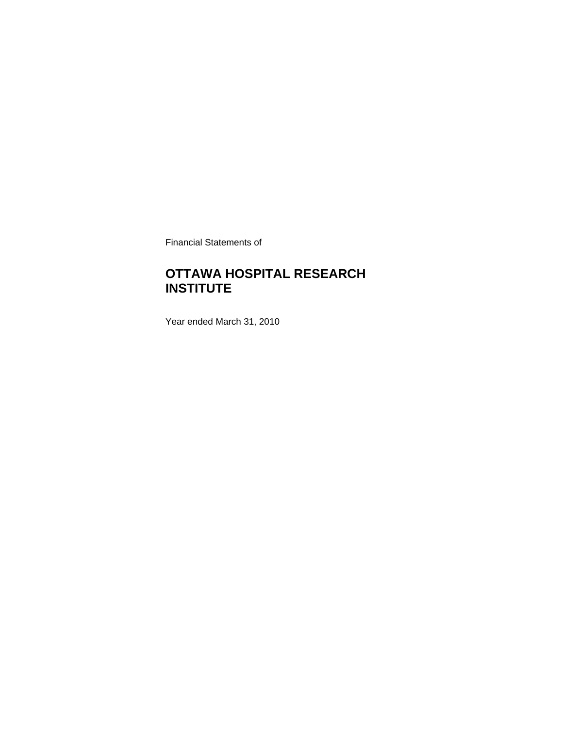Financial Statements of

# OTTAWA HOSPITAL RESEARCH INSTITUTE

Year ended March 31, 2010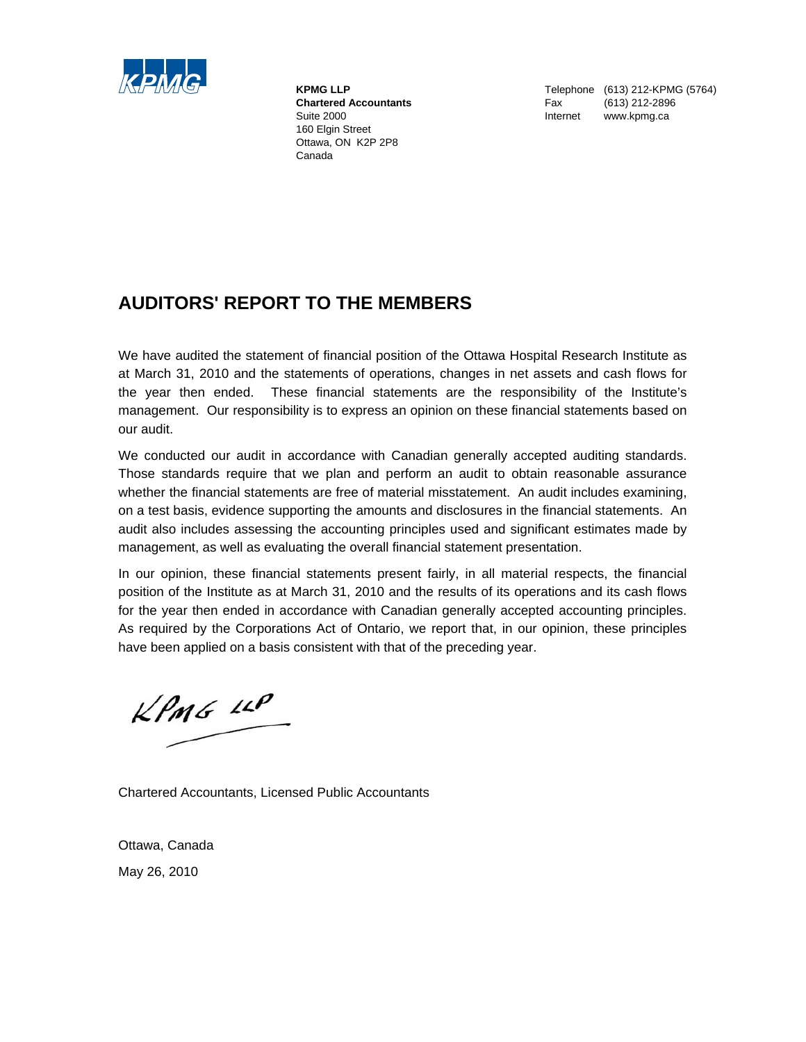KPMG

**KPMG LLP**
**Chartered Accountants**
Suite 2000
160 Elgin Street
Ottawa, ON K2P 2P8
Canada

Telephone (613) 212-KPMG (5764)
Fax (613) 212-2896
Internet www.kpmg.ca

## AUDITORS' REPORT TO THE MEMBERS

We have audited the statement of financial position of the Ottawa Hospital Research Institute as at March 31, 2010 and the statements of operations, changes in net assets and cash flows for the year then ended. These financial statements are the responsibility of the Institute's management. Our responsibility is to express an opinion on these financial statements based on our audit.

We conducted our audit in accordance with Canadian generally accepted auditing standards. Those standards require that we plan and perform an audit to obtain reasonable assurance whether the financial statements are free of material misstatement. An audit includes examining, on a test basis, evidence supporting the amounts and disclosures in the financial statements. An audit also includes assessing the accounting principles used and significant estimates made by management, as well as evaluating the overall financial statement presentation.

In our opinion, these financial statements present fairly, in all material respects, the financial position of the Institute as at March 31, 2010 and the results of its operations and its cash flows for the year then ended in accordance with Canadian generally accepted accounting principles. As required by the Corporations Act of Ontario, we report that, in our opinion, these principles have been applied on a basis consistent with that of the preceding year.

KPMG LLP

Chartered Accountants, Licensed Public Accountants

Ottawa, Canada

May 26, 2010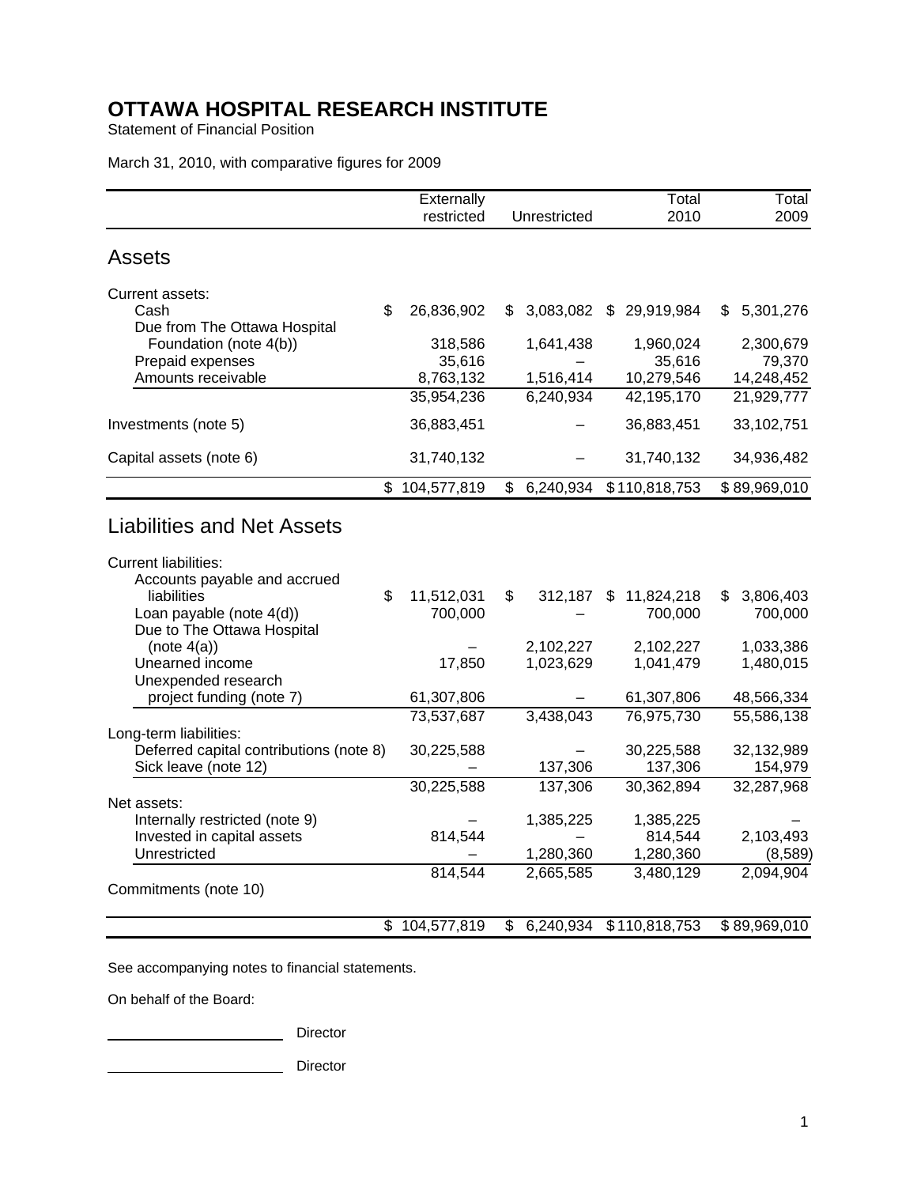# OTTAWA HOSPITAL RESEARCH INSTITUTE

Statement of Financial Position

March 31, 2010, with comparative figures for 2009

| | Externally restricted | Unrestricted | Total 2010 | Total 2009 |
|---|---|---|---|---|
| **Assets** | | | | |
| Current assets: | | | | |
| Cash | $ 26,836,902 | $ 3,083,082 | $ 29,919,984 | $ 5,301,276 |
| Due from The Ottawa Hospital Foundation (note 4(b)) | 318,586 | 1,641,438 | 1,960,024 | 2,300,679 |
| Prepaid expenses | 35,616 | – | 35,616 | 79,370 |
| Amounts receivable | 8,763,132 | 1,516,414 | 10,279,546 | 14,248,452 |
| | 35,954,236 | 6,240,934 | 42,195,170 | 21,929,777 |
| Investments (note 5) | 36,883,451 | – | 36,883,451 | 33,102,751 |
| Capital assets (note 6) | 31,740,132 | – | 31,740,132 | 34,936,482 |
| | $ 104,577,819 | $ 6,240,934 | $ 110,818,753 | $ 89,969,010 |
| **Liabilities and Net Assets** | | | | |
| Current liabilities: | | | | |
| Accounts payable and accrued liabilities | $ 11,512,031 | $ 312,187 | $ 11,824,218 | $ 3,806,403 |
| Loan payable (note 4(d)) | 700,000 | – | 700,000 | 700,000 |
| Due to The Ottawa Hospital (note 4(a)) | – | 2,102,227 | 2,102,227 | 1,033,386 |
| Unearned income | 17,850 | 1,023,629 | 1,041,479 | 1,480,015 |
| Unexpended research project funding (note 7) | 61,307,806 | – | 61,307,806 | 48,566,334 |
| | 73,537,687 | 3,438,043 | 76,975,730 | 55,586,138 |
| Long-term liabilities: | | | | |
| Deferred capital contributions (note 8) | 30,225,588 | – | 30,225,588 | 32,132,989 |
| Sick leave (note 12) | – | 137,306 | 137,306 | 154,979 |
| | 30,225,588 | 137,306 | 30,362,894 | 32,287,968 |
| Net assets: | | | | |
| Internally restricted (note 9) | – | 1,385,225 | 1,385,225 | – |
| Invested in capital assets | 814,544 | – | 814,544 | 2,103,493 |
| Unrestricted | – | 1,280,360 | 1,280,360 | (8,589) |
| | 814,544 | 2,665,585 | 3,480,129 | 2,094,904 |
| Commitments (note 10) | | | | |
| | $ 104,577,819 | $ 6,240,934 | $ 110,818,753 | $ 89,969,010 |

See accompanying notes to financial statements.

On behalf of the Board:

\_\_\_\_\_\_\_\_\_\_\_\_\_\_\_\_\_\_\_\_ Director

\_\_\_\_\_\_\_\_\_\_\_\_\_\_\_\_\_\_\_\_ Director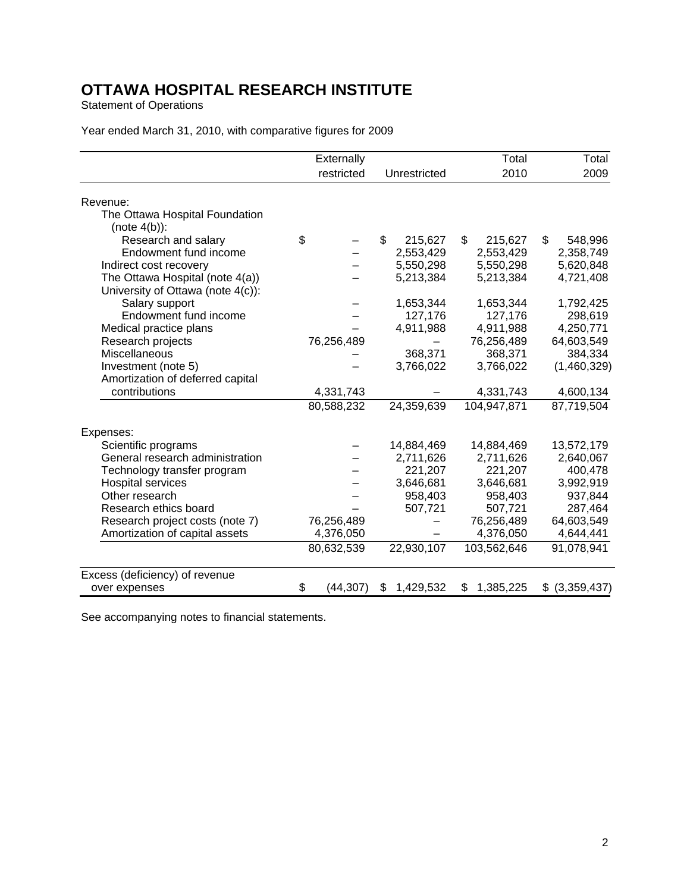# OTTAWA HOSPITAL RESEARCH INSTITUTE

Statement of Operations

Year ended March 31, 2010, with comparative figures for 2009

| | Externally restricted | Unrestricted | Total 2010 | Total 2009 |
|---|---|---|---|---|
| Revenue: | | | | |
| The Ottawa Hospital Foundation (note 4(b)): | | | | |
| Research and salary | $ – | $ 215,627 | $ 215,627 | $ 548,996 |
| Endowment fund income | – | 2,553,429 | 2,553,429 | 2,358,749 |
| Indirect cost recovery | – | 5,550,298 | 5,550,298 | 5,620,848 |
| The Ottawa Hospital (note 4(a)) | – | 5,213,384 | 5,213,384 | 4,721,408 |
| University of Ottawa (note 4(c)): | | | | |
| Salary support | – | 1,653,344 | 1,653,344 | 1,792,425 |
| Endowment fund income | – | 127,176 | 127,176 | 298,619 |
| Medical practice plans | – | 4,911,988 | 4,911,988 | 4,250,771 |
| Research projects | 76,256,489 | – | 76,256,489 | 64,603,549 |
| Miscellaneous | – | 368,371 | 368,371 | 384,334 |
| Investment (note 5) | – | 3,766,022 | 3,766,022 | (1,460,329) |
| Amortization of deferred capital contributions | 4,331,743 | – | 4,331,743 | 4,600,134 |
| | 80,588,232 | 24,359,639 | 104,947,871 | 87,719,504 |
| Expenses: | | | | |
| Scientific programs | – | 14,884,469 | 14,884,469 | 13,572,179 |
| General research administration | – | 2,711,626 | 2,711,626 | 2,640,067 |
| Technology transfer program | – | 221,207 | 221,207 | 400,478 |
| Hospital services | – | 3,646,681 | 3,646,681 | 3,992,919 |
| Other research | – | 958,403 | 958,403 | 937,844 |
| Research ethics board | – | 507,721 | 507,721 | 287,464 |
| Research project costs (note 7) | 76,256,489 | – | 76,256,489 | 64,603,549 |
| Amortization of capital assets | 4,376,050 | – | 4,376,050 | 4,644,441 |
| | 80,632,539 | 22,930,107 | 103,562,646 | 91,078,941 |
| Excess (deficiency) of revenue over expenses | $ (44,307) | $ 1,429,532 | $ 1,385,225 | $ (3,359,437) |

See accompanying notes to financial statements.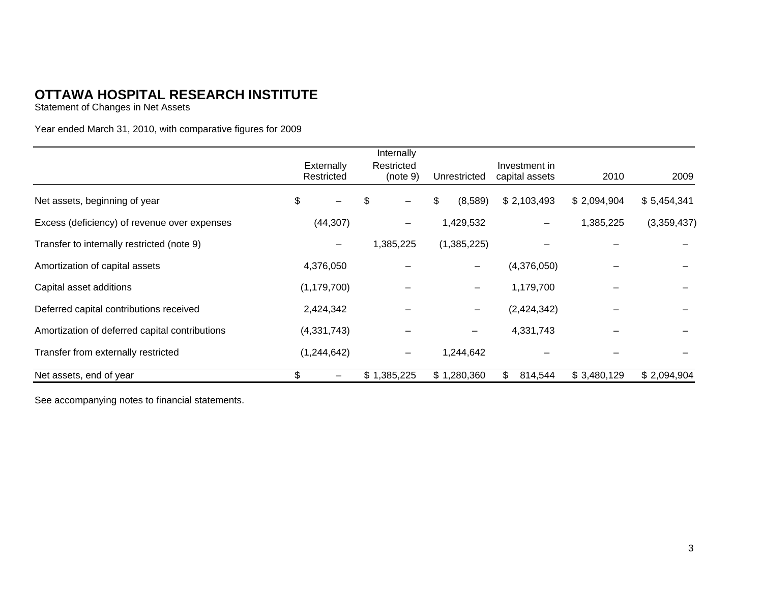# OTTAWA HOSPITAL RESEARCH INSTITUTE

Statement of Changes in Net Assets

Year ended March 31, 2010, with comparative figures for 2009

| | Externally Restricted | Internally Restricted (note 9) | Unrestricted | Investment in capital assets | 2010 | 2009 |
|---|---|---|---|---|---|---|
| Net assets, beginning of year | $ – | $ – | $ (8,589) | $ 2,103,493 | $ 2,094,904 | $ 5,454,341 |
| Excess (deficiency) of revenue over expenses | (44,307) | – | 1,429,532 | – | 1,385,225 | (3,359,437) |
| Transfer to internally restricted (note 9) | – | 1,385,225 | (1,385,225) | – | – | – |
| Amortization of capital assets | 4,376,050 | – | – | (4,376,050) | – | – |
| Capital asset additions | (1,179,700) | – | – | 1,179,700 | – | – |
| Deferred capital contributions received | 2,424,342 | – | – | (2,424,342) | – | – |
| Amortization of deferred capital contributions | (4,331,743) | – | – | 4,331,743 | – | – |
| Transfer from externally restricted | (1,244,642) | – | 1,244,642 | – | – | – |
| Net assets, end of year | $ – | $ 1,385,225 | $ 1,280,360 | $ 814,544 | $ 3,480,129 | $ 2,094,904 |

See accompanying notes to financial statements.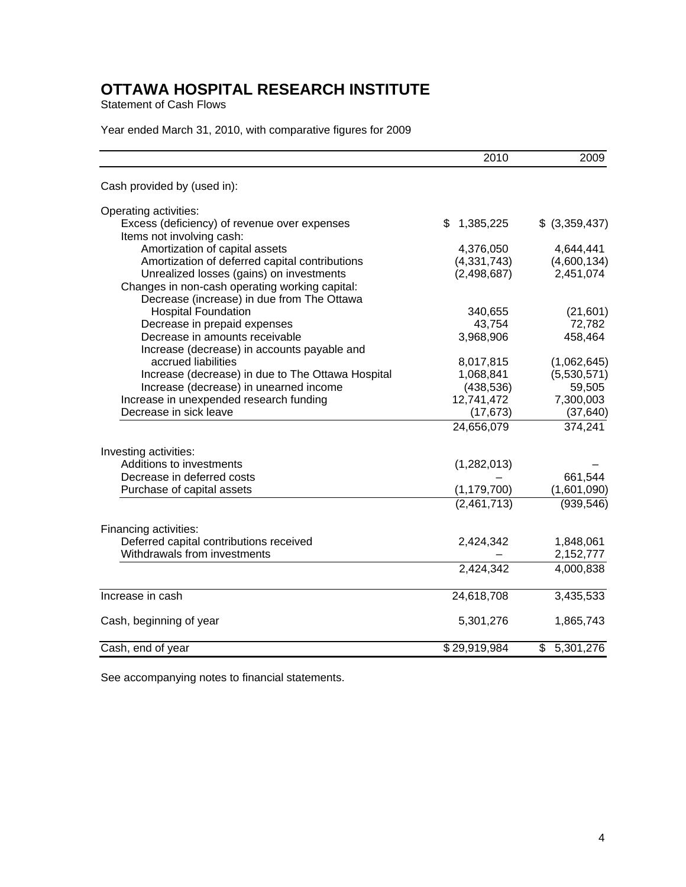# OTTAWA HOSPITAL RESEARCH INSTITUTE

Statement of Cash Flows

Year ended March 31, 2010, with comparative figures for 2009

| | 2010 | 2009 |
|---|---|---|
| Cash provided by (used in): | | |
| Operating activities: | | |
| Excess (deficiency) of revenue over expenses | $ 1,385,225 | $ (3,359,437) |
| Items not involving cash: | | |
| Amortization of capital assets | 4,376,050 | 4,644,441 |
| Amortization of deferred capital contributions | (4,331,743) | (4,600,134) |
| Unrealized losses (gains) on investments | (2,498,687) | 2,451,074 |
| Changes in non-cash operating working capital: | | |
| Decrease (increase) in due from The Ottawa Hospital Foundation | 340,655 | (21,601) |
| Decrease in prepaid expenses | 43,754 | 72,782 |
| Decrease in amounts receivable | 3,968,906 | 458,464 |
| Increase (decrease) in accounts payable and accrued liabilities | 8,017,815 | (1,062,645) |
| Increase (decrease) in due to The Ottawa Hospital | 1,068,841 | (5,530,571) |
| Increase (decrease) in unearned income | (438,536) | 59,505 |
| Increase in unexpended research funding | 12,741,472 | 7,300,003 |
| Decrease in sick leave | (17,673) | (37,640) |
| | 24,656,079 | 374,241 |
| Investing activities: | | |
| Additions to investments | (1,282,013) | – |
| Decrease in deferred costs | – | 661,544 |
| Purchase of capital assets | (1,179,700) | (1,601,090) |
| | (2,461,713) | (939,546) |
| Financing activities: | | |
| Deferred capital contributions received | 2,424,342 | 1,848,061 |
| Withdrawals from investments | – | 2,152,777 |
| | 2,424,342 | 4,000,838 |
| Increase in cash | 24,618,708 | 3,435,533 |
| Cash, beginning of year | 5,301,276 | 1,865,743 |
| Cash, end of year | $ 29,919,984 | $ 5,301,276 |

See accompanying notes to financial statements.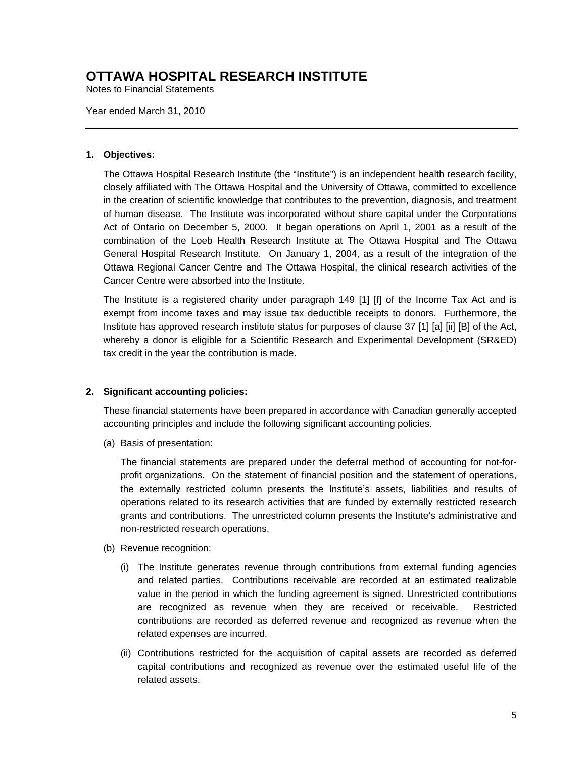# OTTAWA HAWA HOSPITAL RESEARCH INSTITUTE

Notes to Financial Statements

Year ended March 31, 2010

---

**1. Objectives:**

The Ottawa Hospital Research Institute (the "Institute") is an independent health research facility, closely affiliated with The Ottawa Hospital and the University of Ottawa, committed to excellence in the creation of scientific knowledge that contributes to the prevention, diagnosis, and treatment of human disease. The Institute was incorporated without share capital under the Corporations Act of Ontario on December 5, 2000. It began operations on April 1, 2001 as a result of the combination of the Loeb Health Research Institute at The Ottawa Hospital and The Ottawa General Hospital Research Institute. On January 1, 2004, as a result of the integration of the Ottawa Regional Cancer Centre and The Ottawa Hospital, the clinical research activities of the Cancer Centre were absorbed into the Institute.

The Institute is a registered charity under paragraph 149 [1] [f] of the Income Tax Act and is exempt from income taxes and may issue tax deductible receipts to donors. Furthermore, the Institute has approved research institute status for purposes of clause 37 [1] [a] [ii] [B] of the Act, whereby a donor is eligible for a Scientific Research and Experimental Development (SR&ED) tax credit in the year the contribution is made.

**2. Significant accounting policies:**

These financial statements have been prepared in accordance with Canadian generally accepted accounting principles and include the following significant accounting policies.

(a) Basis of presentation:

The financial statements are prepared under the deferral method of accounting for not-for-profit organizations. On the statement of financial position and the statement of operations, the externally restricted column presents the Institute's assets, liabilities and results of operations related to its research activities that are funded by externally restricted research grants and contributions. The unrestricted column presents the Institute's administrative and non-restricted research operations.

(b) Revenue recognition:

(i) The Institute generates revenue through contributions from external funding agencies and related parties. Contributions receivable are recorded at an estimated realizable value in the period in which the funding agreement is signed. Unrestricted contributions are recognized as revenue when they are received or receivable. Restricted contributions are recorded as deferred revenue and recognized as revenue when the related expenses are incurred.

(ii) Contributions restricted for the acquisition of capital assets are recorded as deferred capital contributions and recognized as revenue over the estimated useful life of the related assets.

# OTTAWA HOSPITAL RESEARCH INSTITUTE

Notes to Financial Statements

Year ended March 31, 2010

---

**1. Objectives:**

The Ottawa Hospital Research Institute (the "Institute") is an independent health research facility, closely affiliated with The Ottawa Hospital and the University of Ottawa, committed to excellence in the creation of scientific knowledge that contributes to the prevention, diagnosis, and treatment of human disease. The Institute was incorporated without share capital under the Corporations Act of Ontario on December 5, 2000. It began operations on April 1, 2001 as a result of the combination of the Loeb Health Research Institute at The Ottawa Hospital and The Ottawa General Hospital Research Institute. On January 1, 2004, as a result of the integration of the Ottawa Regional Cancer Centre and The Ottawa Hospital, the clinical research activities of the Cancer Centre were absorbed into the Institute.

The Institute is a registered charity under paragraph 149 [1] [f] of the Income Tax Act and is exempt from income taxes and may issue tax deductible receipts to donors. Furthermore, the Institute has approved research institute status for purposes of clause 37 [1] [a] [ii] [B] of the Act, whereby a donor is eligible for a Scientific Research and Experimental Development (SR&ED) tax credit in the year the contribution is made.

**2. Significant accounting policies:**

These financial statements have been prepared in accordance with Canadian generally accepted accounting principles and include the following significant accounting policies.

(a) Basis of presentation:

The financial statements are prepared under the deferral method of accounting for not-for-profit organizations. On the statement of financial position and the statement of operations, the externally restricted column presents the Institute's assets, liabilities and results of operations related to its research activities that are funded by externally restricted research grants and contributions. The unrestricted column presents the Institute's administrative and non-restricted research operations.

(b) Revenue recognition:

(i) The Institute generates revenue through contributions from external funding agencies and related parties. Contributions receivable are recorded at an estimated realizable value in the period in which the funding agreement is signed. Unrestricted contributions are recognized as revenue when they are received or receivable. Restricted contributions are recorded as deferred revenue and recognized as revenue when the related expenses are incurred.

(ii) Contributions restricted for the acquisition of capital assets are recorded as deferred capital contributions and recognized as revenue over the estimated useful life of the related assets.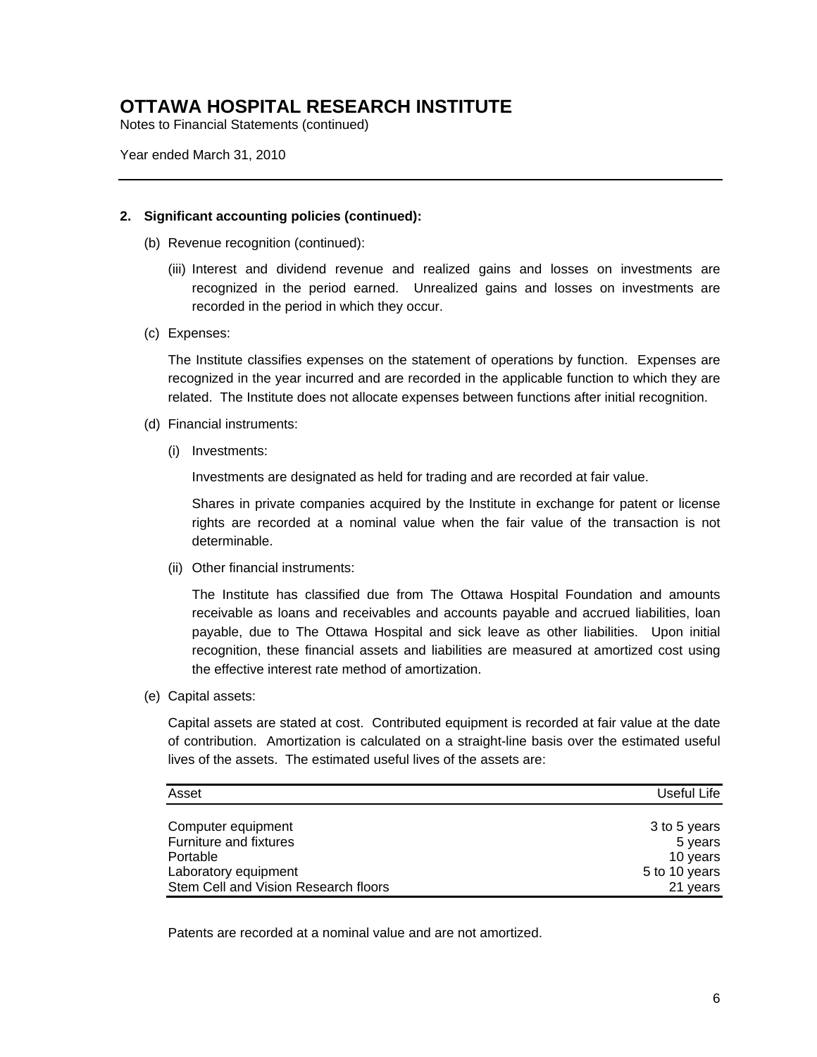# OTTAWA HOSPITAL RESEARCH INSTITUTE

Notes to Financial Statements (continued)

Year ended March 31, 2010

## 2. Significant accounting policies (continued):

(b) Revenue recognition (continued):

(iii) Interest and dividend revenue and realized gains and losses on investments are recognized in the period earned. Unrealized gains and losses on investments are recorded in the period in which they occur.

(c) Expenses:

The Institute classifies expenses on the statement of operations by function. Expenses are recognized in the year incurred and are recorded in the applicable function to which they are related. The Institute does not allocate expenses between functions after initial recognition.

(d) Financial instruments:

(i) Investments:

Investments are designated as held for trading and are recorded at fair value.

Shares in private companies acquired by the Institute in exchange for patent or license rights are recorded at a nominal value when the fair value of the transaction is not determinable.

(ii) Other financial instruments:

The Institute has classified due from The Ottawa Hospital Foundation and amounts receivable as loans and receivables and accounts payable and accrued liabilities, loan payable, due to The Ottawa Hospital and sick leave as other liabilities. Upon initial recognition, these financial assets and liabilities are measured at amortized cost using the effective interest rate method of amortization.

(e) Capital assets:

Capital assets are stated at cost. Contributed equipment is recorded at fair value at the date of contribution. Amortization is calculated on a straight-line basis over the estimated useful lives of the assets. The estimated useful lives of the assets are:

| Asset | Useful Life |
|---|---|
| Computer equipment | 3 to 5 years |
| Furniture and fixtures | 5 years |
| Portable | 10 years |
| Laboratory equipment | 5 to 10 years |
| Stem Cell and Vision Research floors | 21 years |

Patents are recorded at a nominal value and are not amortized.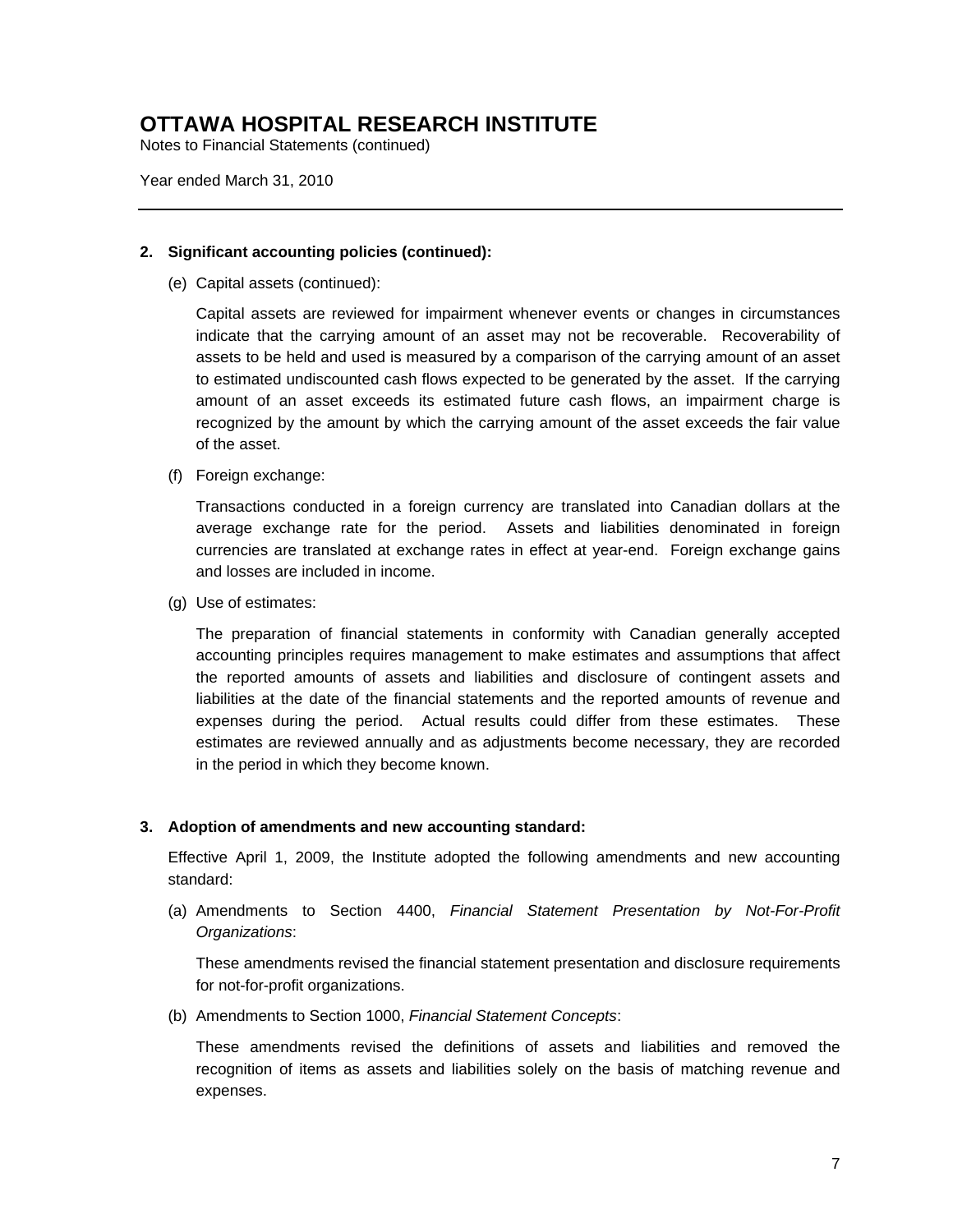**2. Significant accounting policies (continued):**

(e) Capital assets (continued):

Capital assets are reviewed for impairment whenever events or changes in circumstances indicate that the carrying amount of an asset may not be recoverable. Recoverability of assets to be held and used is measured by a comparison of the carrying amount of an asset to estimated undiscounted cash flows expected to be generated by the asset. If the carrying amount of an asset exceeds its estimated future cash flows, an impairment charge is recognized by the amount by which the carrying amount of the asset exceeds the fair value of the asset.

(f) Foreign exchange:

Transactions conducted in a foreign currency are translated into Canadian dollars at the average exchange rate for the period. Assets and liabilities denominated in foreign currencies are translated at exchange rates in effect at year-end. Foreign exchange gains and losses are included in income.

(g) Use of estimates:

The preparation of financial statements in conformity with Canadian generally accepted accounting principles requires management to make estimates and assumptions that affect the reported amounts of assets and liabilities and disclosure of contingent assets and liabilities at the date of the financial statements and the reported amounts of revenue and expenses during the period. Actual results could differ from these estimates. These estimates are reviewed annually and as adjustments become necessary, they are recorded in the period in which they become known.

**3. Adoption of amendments and new accounting standard:**

Effective April 1, 2009, the Institute adopted the following amendments and new accounting standard:

(a) Amendments to Section 4400, *Financial Statement Presentation by Not-For-Profit Organizations*:

These amendments revised the financial statement presentation and disclosure requirements for not-for-profit organizations.

(b) Amendments to Section 1000, *Financial Statement Concepts*:

These amendments revised the definitions of assets and liabilities and removed the recognition of items as assets and liabilities solely on the basis of matching revenue and expenses.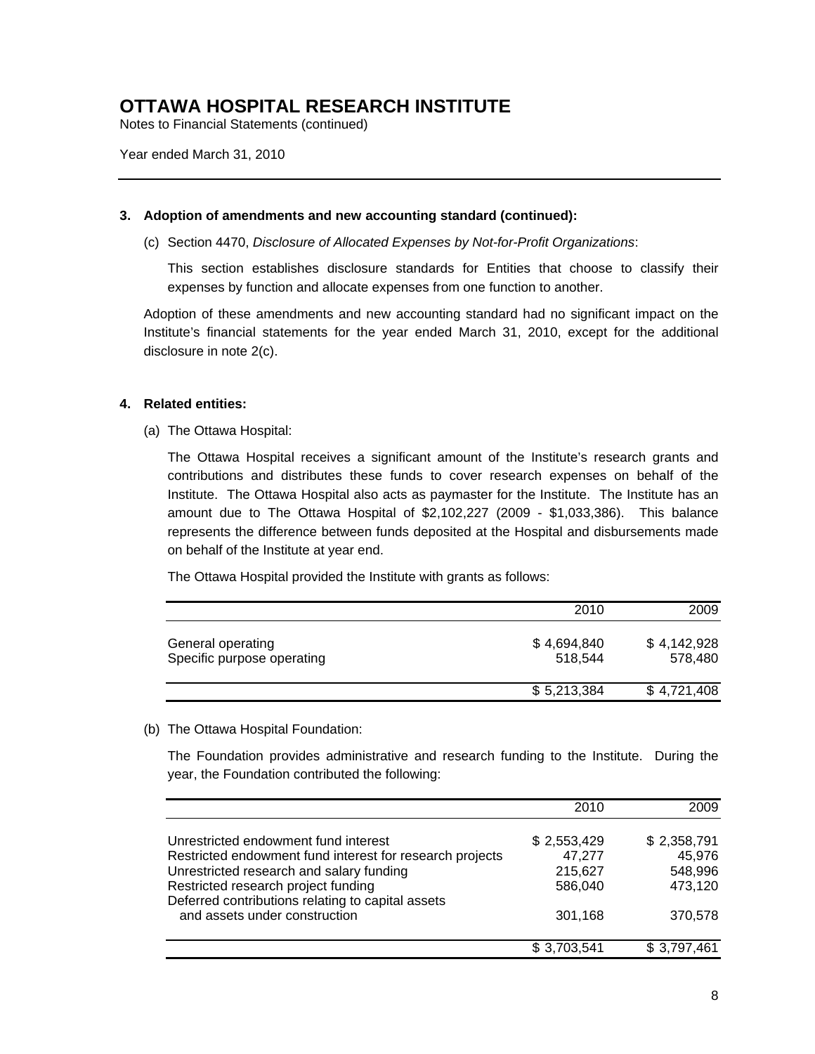# OTTAWA HOSPITAL RESEARCH INSTITUTE

Notes to Financial Statements (continued)

Year ended March 31, 2010

**3. Adoption of amendments and new accounting standard (continued):**

(c) Section 4470, *Disclosure of Allocated Expenses by Not-for-Profit Organizations*:

This section establishes disclosure standards for Entities that choose to classify their expenses by function and allocate expenses from one function to another.

Adoption of these amendments and new accounting standard had no significant impact on the Institute's financial statements for the year ended March 31, 2010, except for the additional disclosure in note 2(c).

**4. Related entities:**

(a) The Ottawa Hospital:

The Ottawa Hospital receives a significant amount of the Institute's research grants and contributions and distributes these funds to cover research expenses on behalf of the Institute. The Ottawa Hospital also acts as paymaster for the Institute. The Institute has an amount due to The Ottawa Hospital of $2,102,227 (2009 - $1,033,386). This balance represents the difference between funds deposited at the Hospital and disbursements made on behalf of the Institute at year end.

The Ottawa Hospital provided the Institute with grants as follows:

| | 2010 | 2009 |
|---|---:|---:|
| General operating | $ 4,694,840 | $ 4,142,928 |
| Specific purpose operating | 518,544 | 578,480 |
| | $ 5,213,384 | $ 4,721,408 |

(b) The Ottawa Hospital Foundation:

The Foundation provides administrative and research funding to the Institute. During the year, the Foundation contributed the following:

| | 2010 | 2009 |
|---|---:|---:|
| Unrestricted endowment fund interest | $ 2,553,429 | $ 2,358,791 |
| Restricted endowment fund interest for research projects | 47,277 | 45,976 |
| Unrestricted research and salary funding | 215,627 | 548,996 |
| Restricted research project funding | 586,040 | 473,120 |
| Deferred contributions relating to capital assets and assets under construction | 301,168 | 370,578 |
| | $ 3,703,541 | $ 3,797,461 |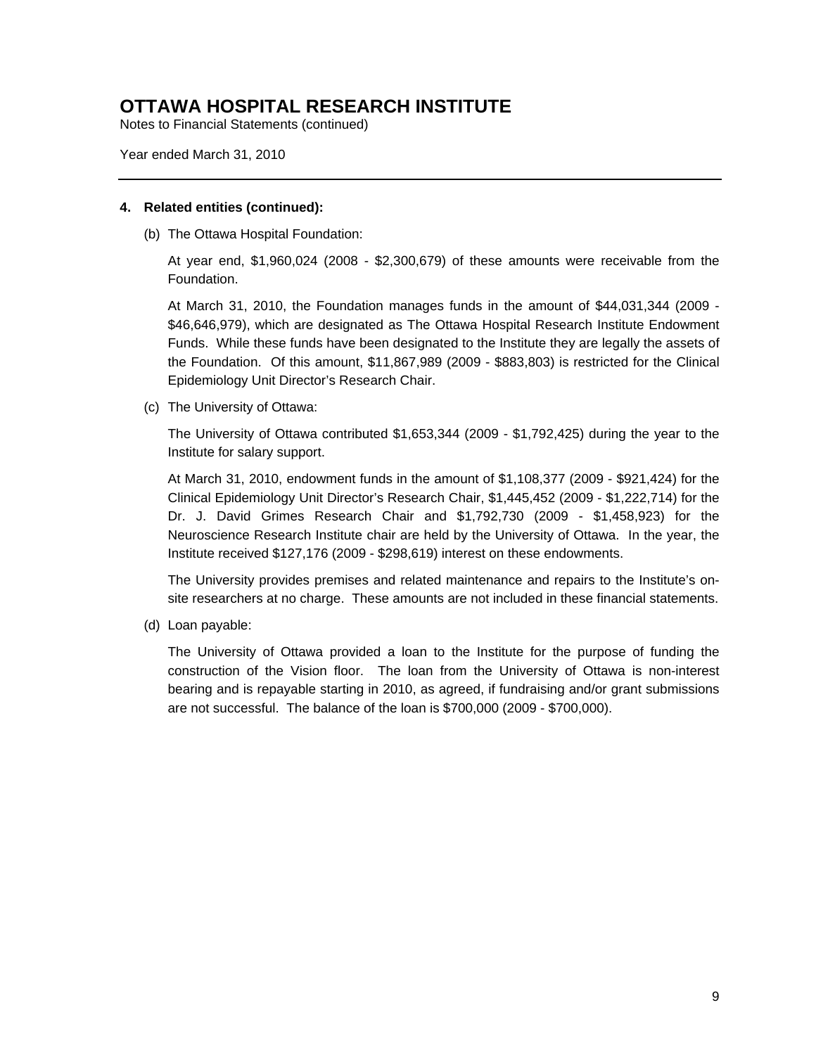# OTTAWA HOSPITAL RESEARCH INSTITUTE

Notes to Financial Statements (continued)

Year ended March 31, 2010

---

**4. Related entities (continued):**

(b) The Ottawa Hospital Foundation:

At year end, $1,960,024 (2008 - $2,300,679) of these amounts were receivable from the Foundation.

At March 31, 2010, the Foundation manages funds in the amount of $44,031,344 (2009 - $46,646,979), which are designated as The Ottawa Hospital Research Institute Endowment Funds. While these funds have been designated to the Institute they are legally the assets of the Foundation. Of this amount, $11,867,989 (2009 - $883,803) is restricted for the Clinical Epidemiology Unit Director's Research Chair.

(c) The University of Ottawa:

The University of Ottawa contributed $1,653,344 (2009 - $1,792,425) during the year to the Institute for salary support.

At March 31, 2010, endowment funds in the amount of $1,108,377 (2009 - $921,424) for the Clinical Epidemiology Unit Director's Research Chair, $1,445,452 (2009 - $1,222,714) for the Dr. J. David Grimes Research Chair and $1,792,730 (2009 - $1,458,923) for the Neuroscience Research Institute chair are held by the University of Ottawa. In the year, the Institute received $127,176 (2009 - $298,619) interest on these endowments.

The University provides premises and related maintenance and repairs to the Institute's on-site researchers at no charge. These amounts are not included in these financial statements.

(d) Loan payable:

The University of Ottawa provided a loan to the Institute for the purpose of funding the construction of the Vision floor. The loan from the University of Ottawa is non-interest bearing and is repayable starting in 2010, as agreed, if fundraising and/or grant submissions are not successful. The balance of the loan is $700,000 (2009 - $700,000).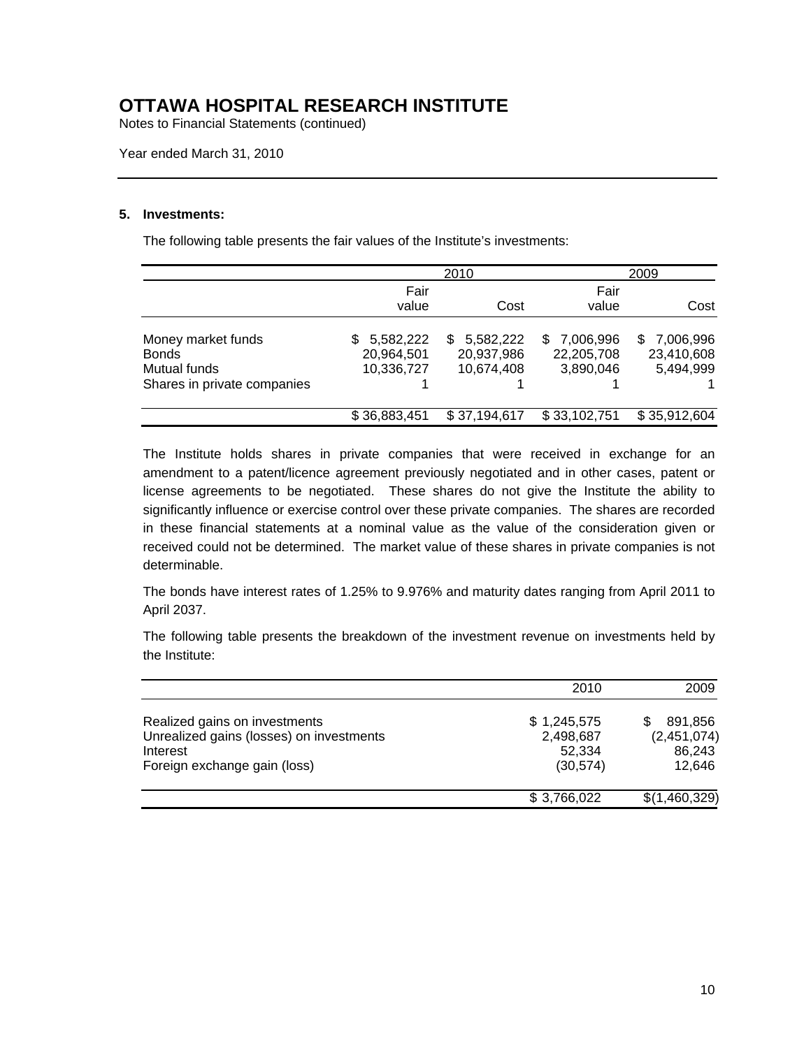# OTTAWA HOSPITAL RESEARCH INSTITUTE

Notes to Financial Statements (continued)

Year ended March 31, 2010

## 5. Investments:

The following table presents the fair values of the Institute's investments:

| | 2010 | | 2009 | |
|---|---|---|---|---|
| | Fair value | Cost | Fair value | Cost |
| Money market funds | $ 5,582,222 | $ 5,582,222 | $ 7,006,996 | $ 7,006,996 |
| Bonds | 20,964,501 | 20,937,986 | 22,205,708 | 23,410,608 |
| Mutual funds | 10,336,727 | 10,674,408 | 3,890,046 | 5,494,999 |
| Shares in private companies | 1 | 1 | 1 | 1 |
| | $ 36,883,451 | $ 37,194,617 | $ 33,102,751 | $ 35,912,604 |

The Institute holds shares in private companies that were received in exchange for an amendment to a patent/licence agreement previously negotiated and in other cases, patent or license agreements to be negotiated. These shares do not give the Institute the ability to significantly influence or exercise control over these private companies. The shares are recorded in these financial statements at a nominal value as the value of the consideration given or received could not be determined. The market value of these shares in private companies is not determinable.

The bonds have interest rates of 1.25% to 9.976% and maturity dates ranging from April 2011 to April 2037.

The following table presents the breakdown of the investment revenue on investments held by the Institute:

| | 2010 | 2009 |
|---|---|---|
| Realized gains on investments | $ 1,245,575 | $ 891,856 |
| Unrealized gains (losses) on investments | 2,498,687 | (2,451,074) |
| Interest | 52,334 | 86,243 |
| Foreign exchange gain (loss) | (30,574) | 12,646 |
| | $ 3,766,022 | $(1,460,329) |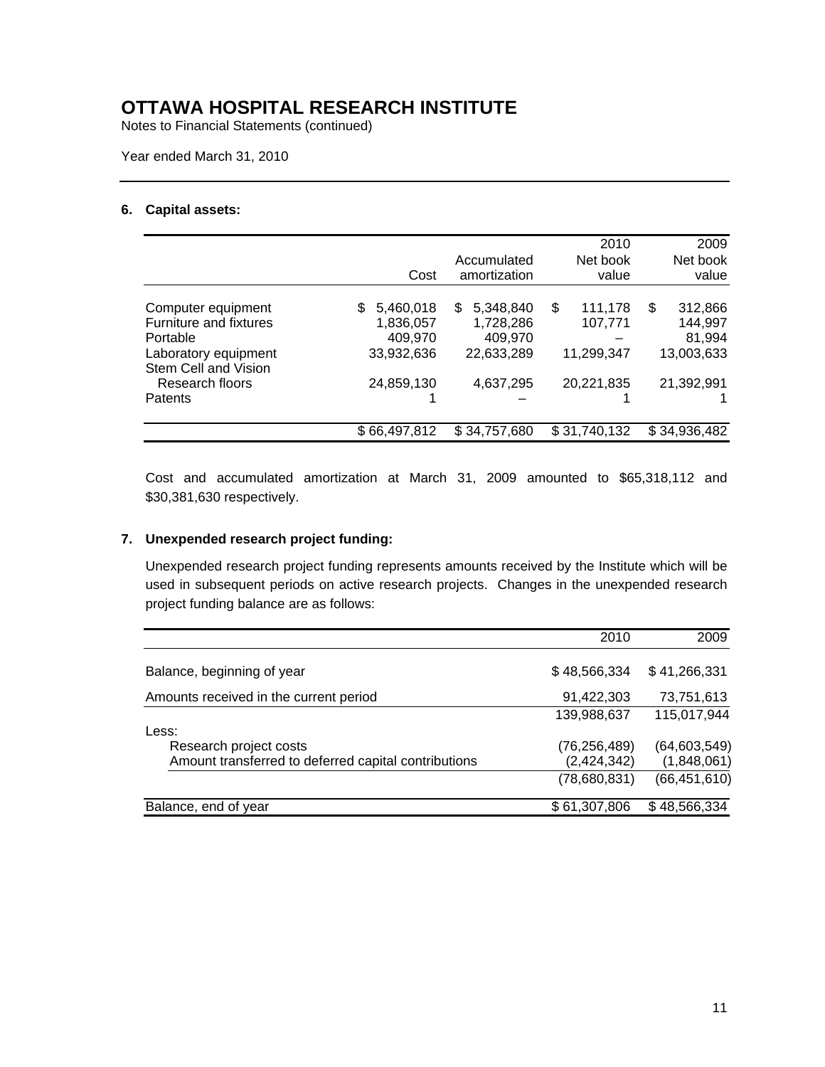# OTTAWA HOSPITAL RESEARCH INSTITUTE

Notes to Financial Statements (continued)

Year ended March 31, 2010

## 6. Capital assets:

| | Cost | Accumulated amortization | 2010 Net book value | 2009 Net book value |
|---|---|---|---|---|
| Computer equipment | $ 5,460,018 | $ 5,348,840 | $ 111,178 | $ 312,866 |
| Furniture and fixtures | 1,836,057 | 1,728,286 | 107,771 | 144,997 |
| Portable | 409,970 | 409,970 | – | 81,994 |
| Laboratory equipment | 33,932,636 | 22,633,289 | 11,299,347 | 13,003,633 |
| Stem Cell and Vision Research floors | 24,859,130 | 4,637,295 | 20,221,835 | 21,392,991 |
| Patents | 1 | – | 1 | 1 |
| | $ 66,497,812 | $ 34,757,680 | $ 31,740,132 | $ 34,936,482 |

Cost and accumulated amortization at March 31, 2009 amounted to $65,318,112 and $30,381,630 respectively.

## 7. Unexpended research project funding:

Unexpended research project funding represents amounts received by the Institute which will be used in subsequent periods on active research projects. Changes in the unexpended research project funding balance are as follows:

| | 2010 | 2009 |
|---|---|---|
| Balance, beginning of year | $ 48,566,334 | $ 41,266,331 |
| Amounts received in the current period | 91,422,303 | 73,751,613 |
| | 139,988,637 | 115,017,944 |
| Less: | | |
| Research project costs | (76,256,489) | (64,603,549) |
| Amount transferred to deferred capital contributions | (2,424,342) | (1,848,061) |
| | (78,680,831) | (66,451,610) |
| Balance, end of year | $ 61,307,806 | $ 48,566,334 |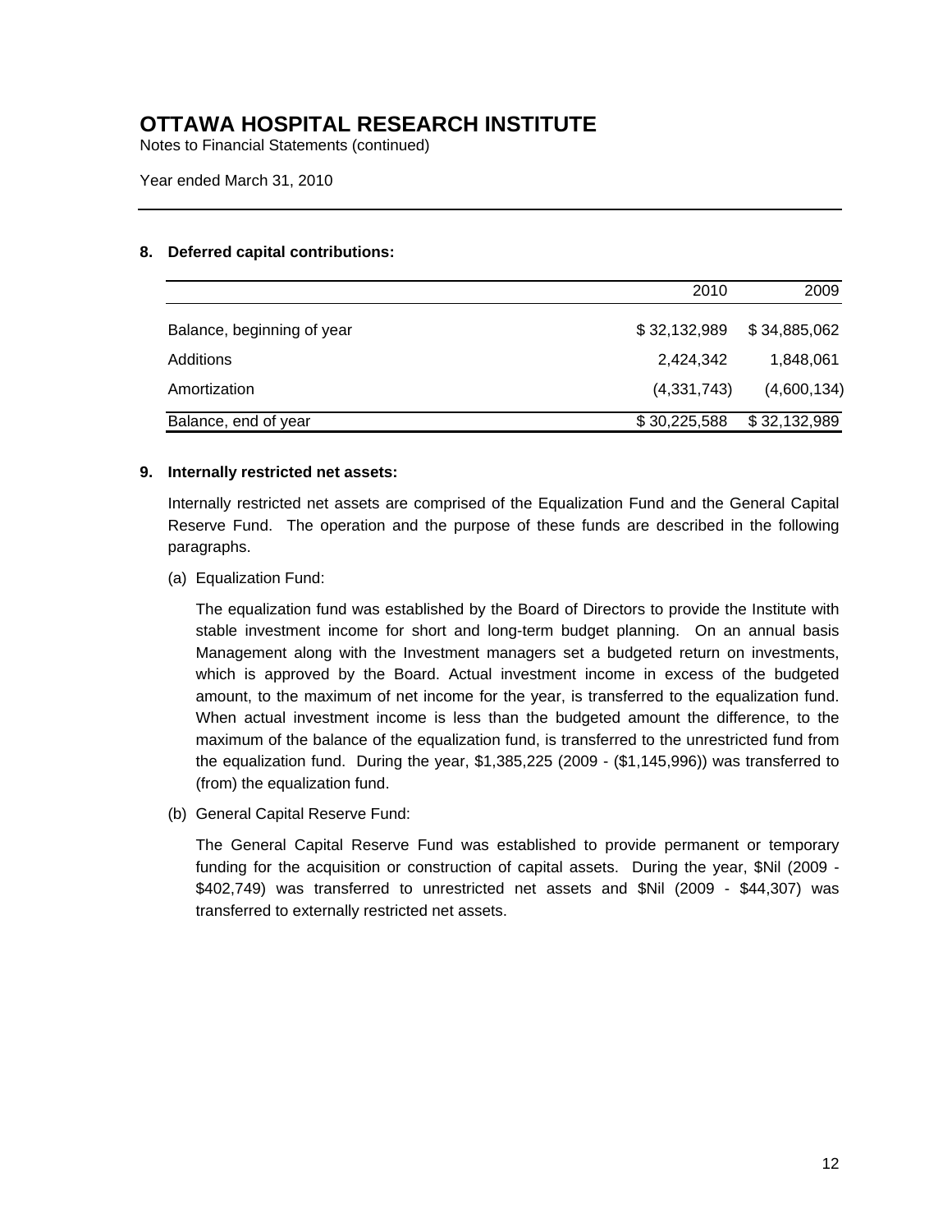# OTTAWA HOSPITAL RESEARCH INSTITUTE

Notes to Financial Statements (continued)

Year ended March 31, 2010

## 8. Deferred capital contributions:

| | 2010 | 2009 |
|---|---|---|
| Balance, beginning of year | $ 32,132,989 | $ 34,885,062 |
| Additions | 2,424,342 | 1,848,061 |
| Amortization | (4,331,743) | (4,600,134) |
| Balance, end of year | $ 30,225,588 | $ 32,132,989 |

## 9. Internally restricted net assets:

Internally restricted net assets are comprised of the Equalization Fund and the General Capital Reserve Fund. The operation and the purpose of these funds are described in the following paragraphs.

(a) Equalization Fund:

The equalization fund was established by the Board of Directors to provide the Institute with stable investment income for short and long-term budget planning. On an annual basis Management along with the Investment managers set a budgeted return on investments, which is approved by the Board. Actual investment income in excess of the budgeted amount, to the maximum of net income for the year, is transferred to the equalization fund. When actual investment income is less than the budgeted amount the difference, to the maximum of the balance of the equalization fund, is transferred to the unrestricted fund from the equalization fund. During the year, $1,385,225 (2009 - ($1,145,996)) was transferred to (from) the equalization fund.

(b) General Capital Reserve Fund:

The General Capital Reserve Fund was established to provide permanent or temporary funding for the acquisition or construction of capital assets. During the year, $Nil (2009 - $402,749) was transferred to unrestricted net assets and $Nil (2009 - $44,307) was transferred to externally restricted net assets.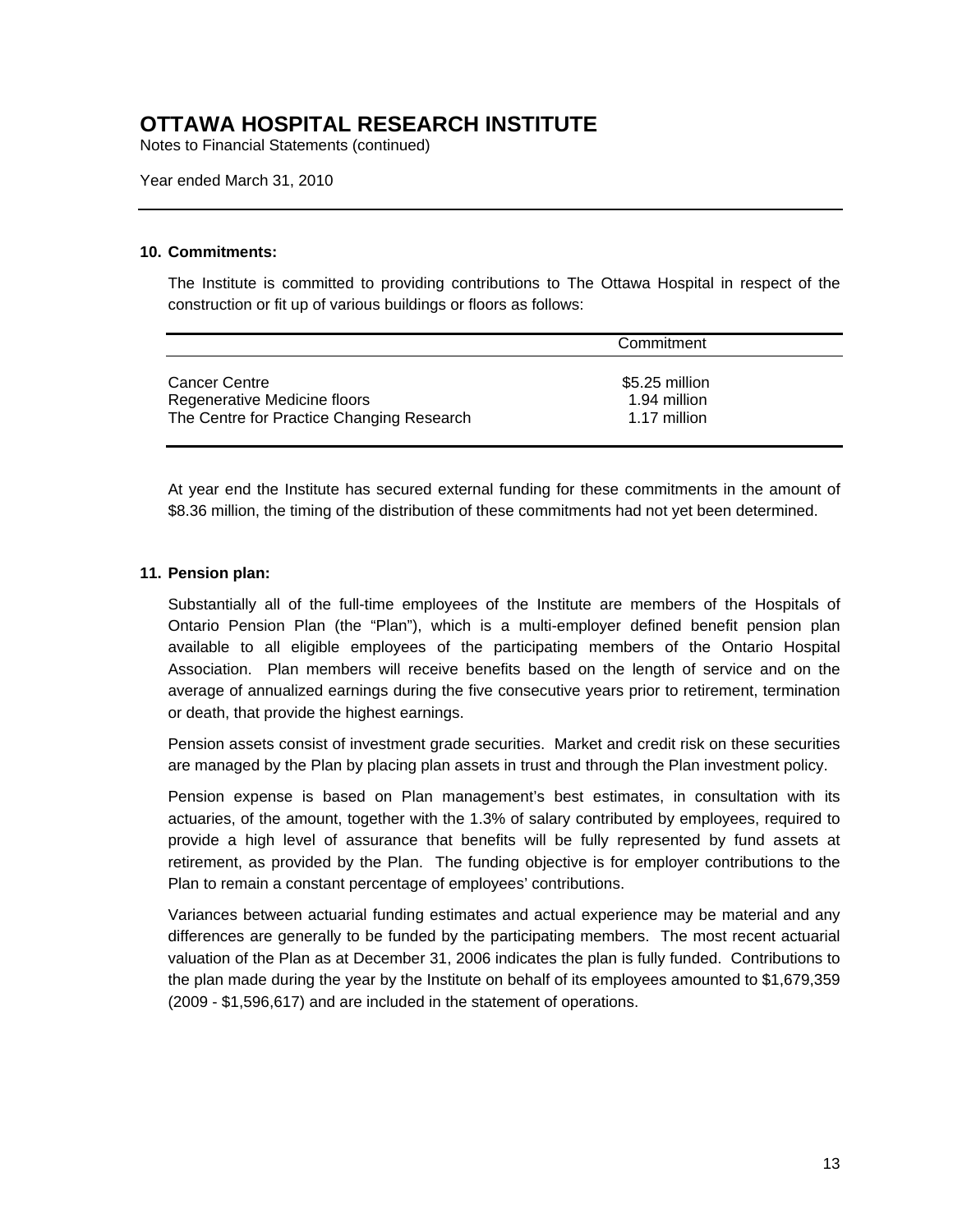# OTTAWA HOSPITAL RESEARCH INSTITUTE

Notes to Financial Statements (continued)

Year ended March 31, 2010

## 10. Commitments:

The Institute is committed to providing contributions to The Ottawa Hospital in respect of the construction or fit up of various buildings or floors as follows:

| | Commitment |
|---|---|
| Cancer Centre | $5.25 million |
| Regenerative Medicine floors | 1.94 million |
| The Centre for Practice Changing Research | 1.17 million |

At year end the Institute has secured external funding for these commitments in the amount of $8.36 million, the timing of the distribution of these commitments had not yet been determined.

## 11. Pension plan:

Substantially all of the full-time employees of the Institute are members of the Hospitals of Ontario Pension Plan (the "Plan"), which is a multi-employer defined benefit pension plan available to all eligible employees of the participating members of the Ontario Hospital Association. Plan members will receive benefits based on the length of service and on the average of annualized earnings during the five consecutive years prior to retirement, termination or death, that provide the highest earnings.

Pension assets consist of investment grade securities. Market and credit risk on these securities are managed by the Plan by placing plan assets in trust and through the Plan investment policy.

Pension expense is based on Plan management's best estimates, in consultation with its actuaries, of the amount, together with the 1.3% of salary contributed by employees, required to provide a high level of assurance that benefits will be fully represented by fund assets at retirement, as provided by the Plan. The funding objective is for employer contributions to the Plan to remain a constant percentage of employees' contributions.

Variances between actuarial funding estimates and actual experience may be material and any differences are generally to be funded by the participating members. The most recent actuarial valuation of the Plan as at December 31, 2006 indicates the plan is fully funded. Contributions to the plan made during the year by the Institute on behalf of its employees amounted to $1,679,359 (2009 - $1,596,617) and are included in the statement of operations.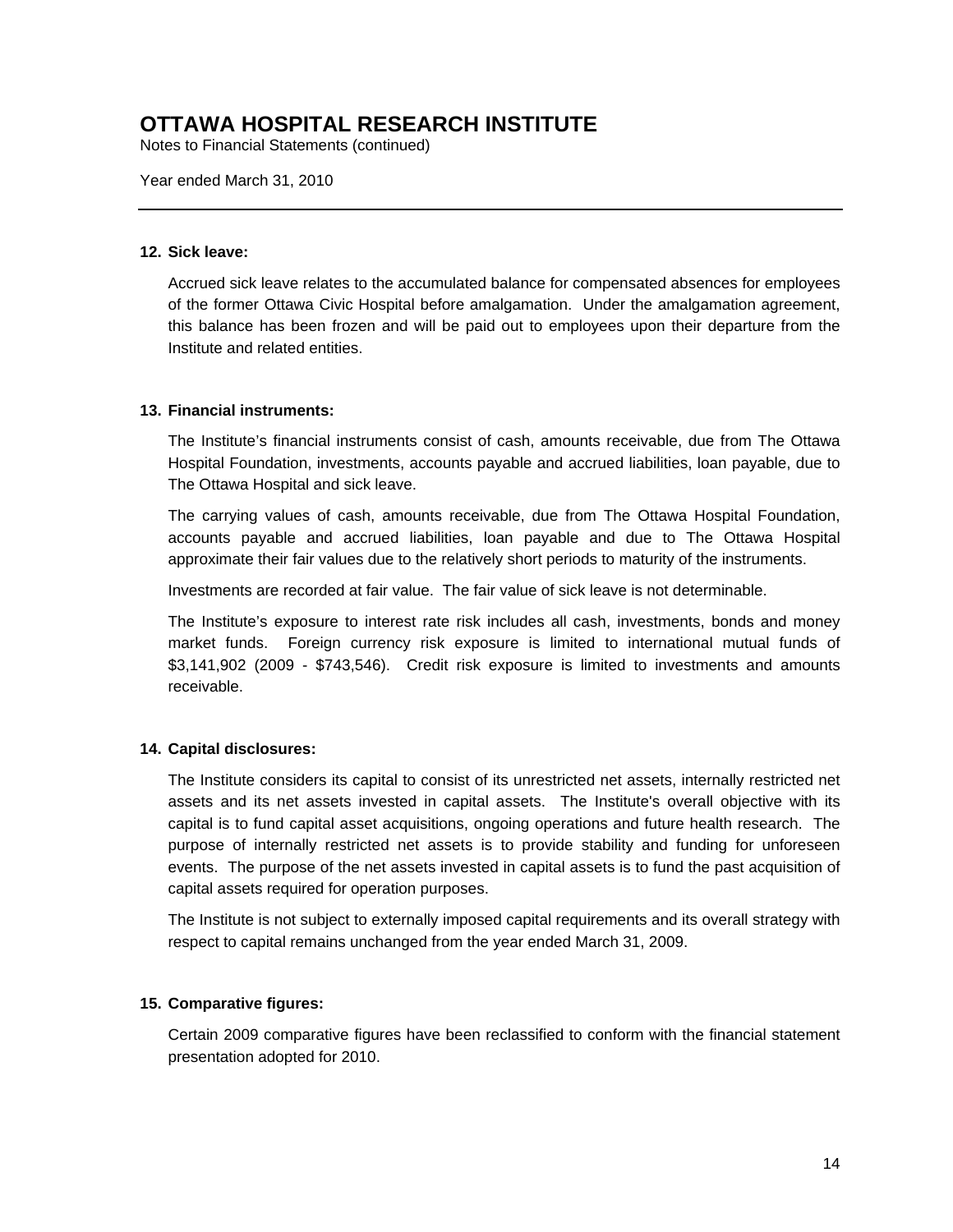# OTTAWA HOSPITAL RESEARCH INSTITUTE

Notes to Financial Statements (continued)

Year ended March 31, 2010

---

**12. Sick leave:**

Accrued sick leave relates to the accumulated balance for compensated absences for employees of the former Ottawa Civic Hospital before amalgamation. Under the amalgamation agreement, this balance has been frozen and will be paid out to employees upon their departure from the Institute and related entities.

**13. Financial instruments:**

The Institute's financial instruments consist of cash, amounts receivable, due from The Ottawa Hospital Foundation, investments, accounts payable and accrued liabilities, loan payable, due to The Ottawa Hospital and sick leave.

The carrying values of cash, amounts receivable, due from The Ottawa Hospital Foundation, accounts payable and accrued liabilities, loan payable and due to The Ottawa Hospital approximate their fair values due to the relatively short periods to maturity of the instruments.

Investments are recorded at fair value. The fair value of sick leave is not determinable.

The Institute's exposure to interest rate risk includes all cash, investments, bonds and money market funds. Foreign currency risk exposure is limited to international mutual funds of $3,141,902 (2009 - $743,546). Credit risk exposure is limited to investments and amounts receivable.

**14. Capital disclosures:**

The Institute considers its capital to consist of its unrestricted net assets, internally restricted net assets and its net assets invested in capital assets. The Institute's overall objective with its capital is to fund capital asset acquisitions, ongoing operations and future health research. The purpose of internally restricted net assets is to provide stability and funding for unforeseen events. The purpose of the net assets invested in capital assets is to fund the past acquisition of capital assets required for operation purposes.

The Institute is not subject to externally imposed capital requirements and its overall strategy with respect to capital remains unchanged from the year ended March 31, 2009.

**15. Comparative figures:**

Certain 2009 comparative figures have been reclassified to conform with the financial statement presentation adopted for 2010.